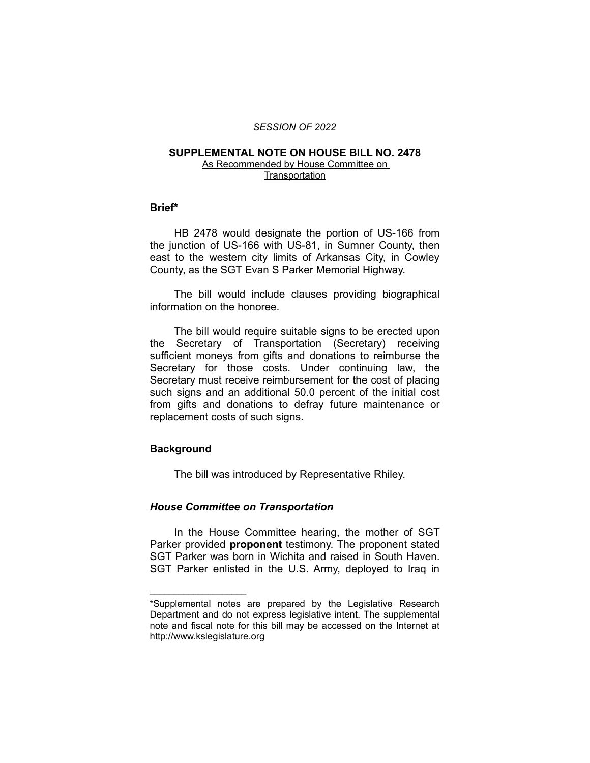*SESSION OF 2022*

## SUPPLEMENTAL NOTE ON HOUSE BILL NO. 2478

As Recommended by House Committee on Transportation

### Brief*

HB 2478 would designate the portion of US-166 from the junction of US-166 with US-81, in Sumner County, then east to the western city limits of Arkansas City, in Cowley County, as the SGT Evan S Parker Memorial Highway.

The bill would include clauses providing biographical information on the honoree.

The bill would require suitable signs to be erected upon the Secretary of Transportation (Secretary) receiving sufficient moneys from gifts and donations to reimburse the Secretary for those costs. Under continuing law, the Secretary must receive reimbursement for the cost of placing such signs and an additional 50.0 percent of the initial cost from gifts and donations to defray future maintenance or replacement costs of such signs.

### Background

The bill was introduced by Representative Rhiley.

#### *House Committee on Transportation*

In the House Committee hearing, the mother of SGT Parker provided **proponent** testimony. The proponent stated SGT Parker was born in Wichita and raised in South Haven. SGT Parker enlisted in the U.S. Army, deployed to Iraq in

____________________

*Supplemental notes are prepared by the Legislative Research Department and do not express legislative intent. The supplemental note and fiscal note for this bill may be accessed on the Internet at http://www.kslegislature.org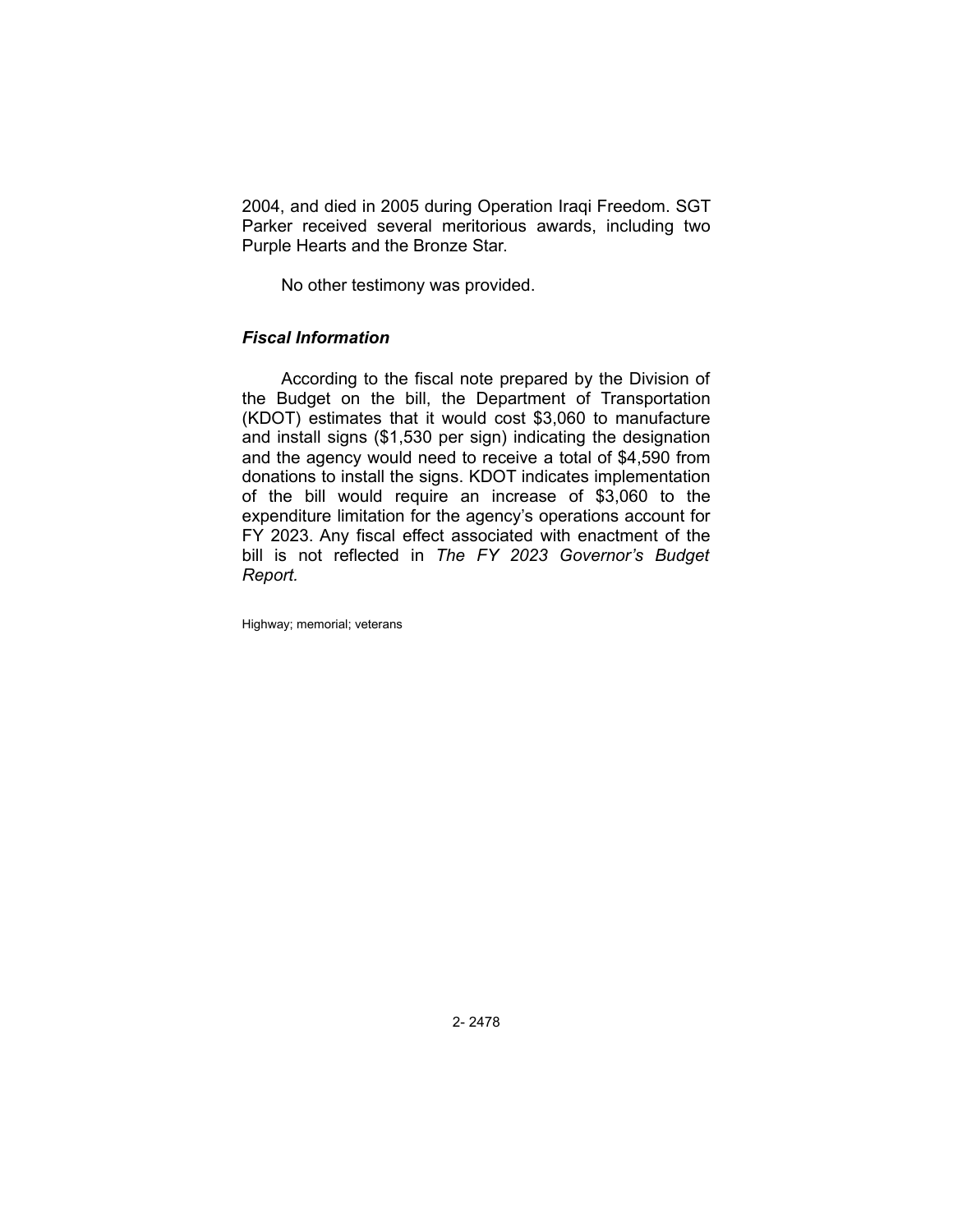2004, and died in 2005 during Operation Iraqi Freedom. SGT Parker received several meritorious awards, including two Purple Hearts and the Bronze Star.

No other testimony was provided.

### *Fiscal Information*

According to the fiscal note prepared by the Division of the Budget on the bill, the Department of Transportation (KDOT) estimates that it would cost $3,060 to manufacture and install signs ($1,530 per sign) indicating the designation and the agency would need to receive a total of $4,590 from donations to install the signs. KDOT indicates implementation of the bill would require an increase of $3,060 to the expenditure limitation for the agency's operations account for FY 2023. Any fiscal effect associated with enactment of the bill is not reflected in *The FY 2023 Governor's Budget Report.*

Highway; memorial; veterans